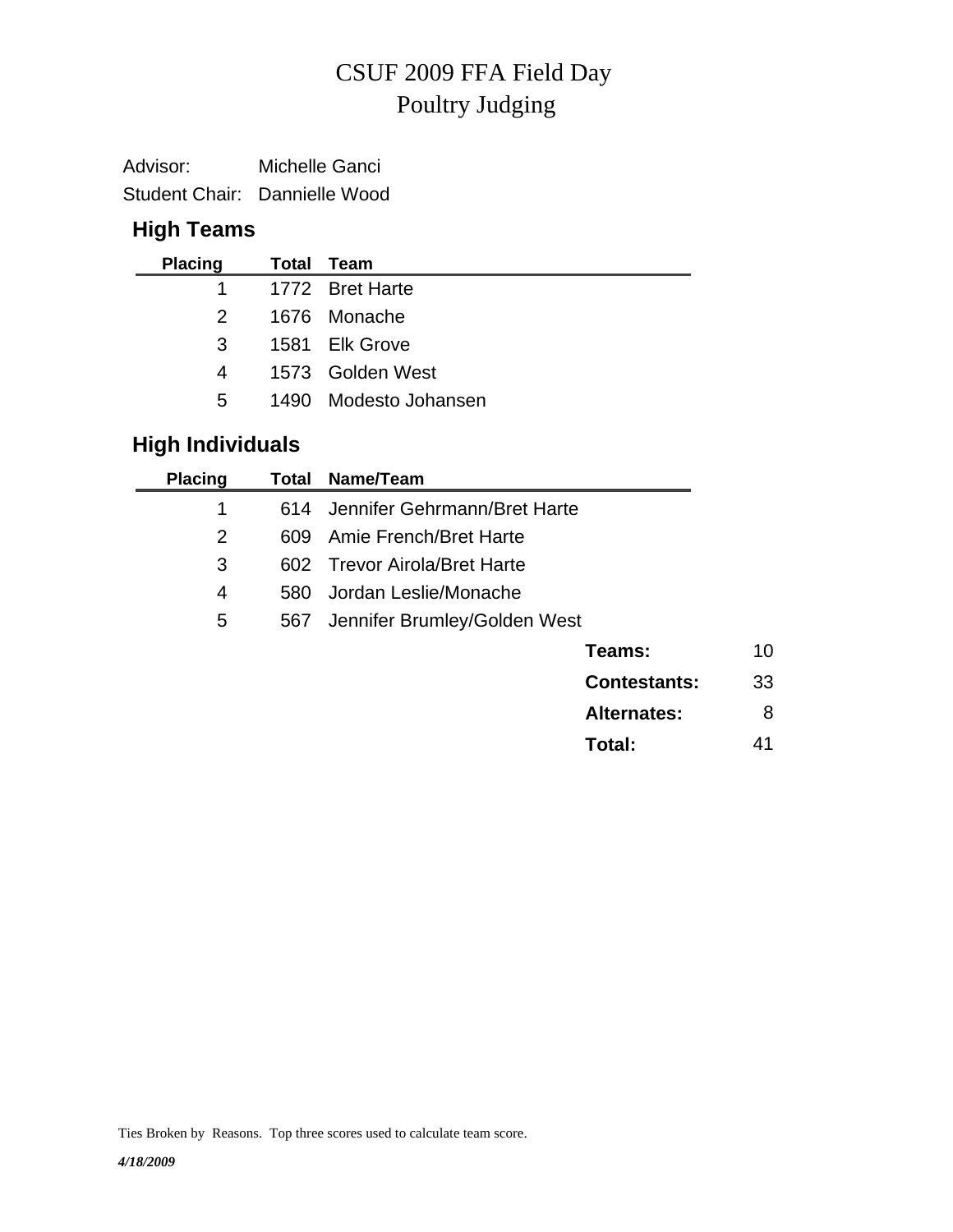# CSUF 2009 FFA Field Day
# Poultry Judging

Advisor: Michelle Ganci

Student Chair: Dannielle Wood

## High Teams

| Placing | Total | Team |
|---|---|---|
| 1 | 1772 | Bret Harte |
| 2 | 1676 | Monache |
| 3 | 1581 | Elk Grove |
| 4 | 1573 | Golden West |
| 5 | 1490 | Modesto Johansen |

## High Individuals

| Placing | Total | Name/Team |
|---|---|---|
| 1 | 614 | Jennifer Gehrmann/Bret Harte |
| 2 | 609 | Amie French/Bret Harte |
| 3 | 602 | Trevor Airola/Bret Harte |
| 4 | 580 | Jordan Leslie/Monache |
| 5 | 567 | Jennifer Brumley/Golden West |

| | |
|---|---|
| **Teams:** | 10 |
| **Contestants:** | 33 |
| **Alternates:** | 8 |
| **Total:** | 41 |

Ties Broken by Reasons. Top three scores used to calculate team score.

***4/18/2009***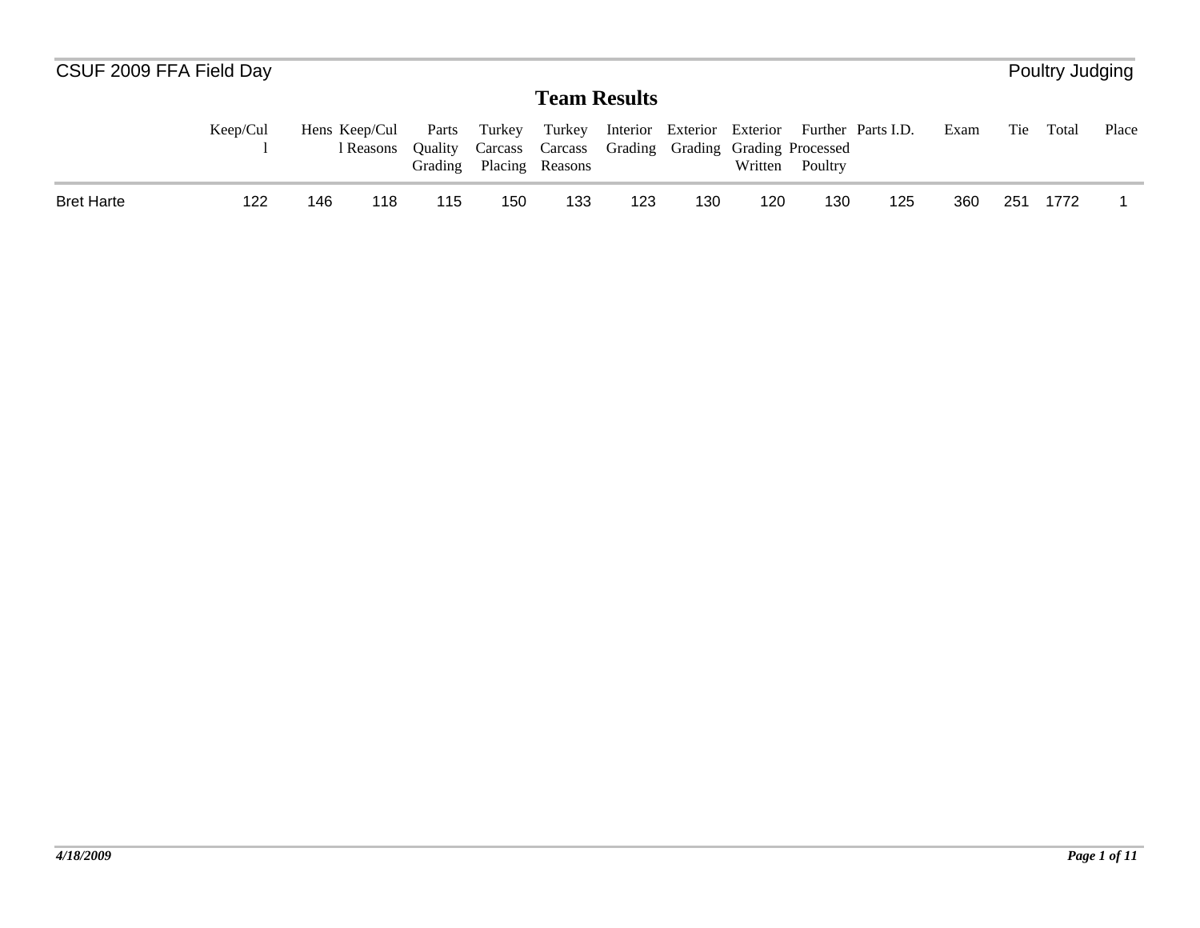# Team Results

| | Keep/Cull | Hens | Keep/Cull Reasons | Parts Quality Grading | Turkey Carcass Placing | Turkey Carcass Reasons | Interior Grading | Exterior Grading | Exterior Grading Written | Further Processed Poultry | Parts I.D. | Exam | Tie | Total | Place |
|---|---|---|---|---|---|---|---|---|---|---|---|---|---|---|---|
| Bret Harte | 122 | 146 | 118 | 115 | 150 | 133 | 123 | 130 | 120 | 130 | 125 | 360 | 251 | 1772 | 1 |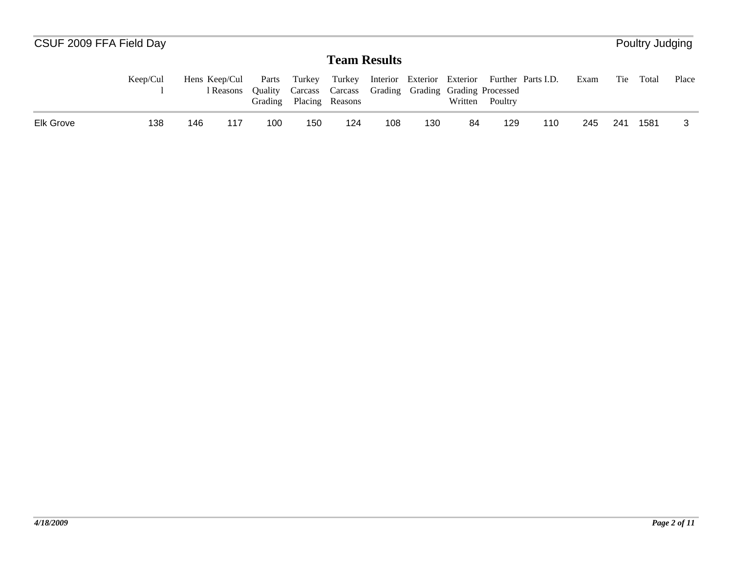## Team Results

| | Keep/Cull | Hens | Keep/Cull Reasons | Parts Quality Grading | Turkey Carcass Placing | Turkey Carcass Reasons | Interior Grading | Exterior Grading | Exterior Grading Written | Further Processed Poultry | Parts I.D. | Exam | Tie | Total | Place |
|---|---|---|---|---|---|---|---|---|---|---|---|---|---|---|---|
| Elk Grove | 138 | 146 | 117 | 100 | 150 | 124 | 108 | 130 | 84 | 129 | 110 | 245 | 241 | 1581 | 3 |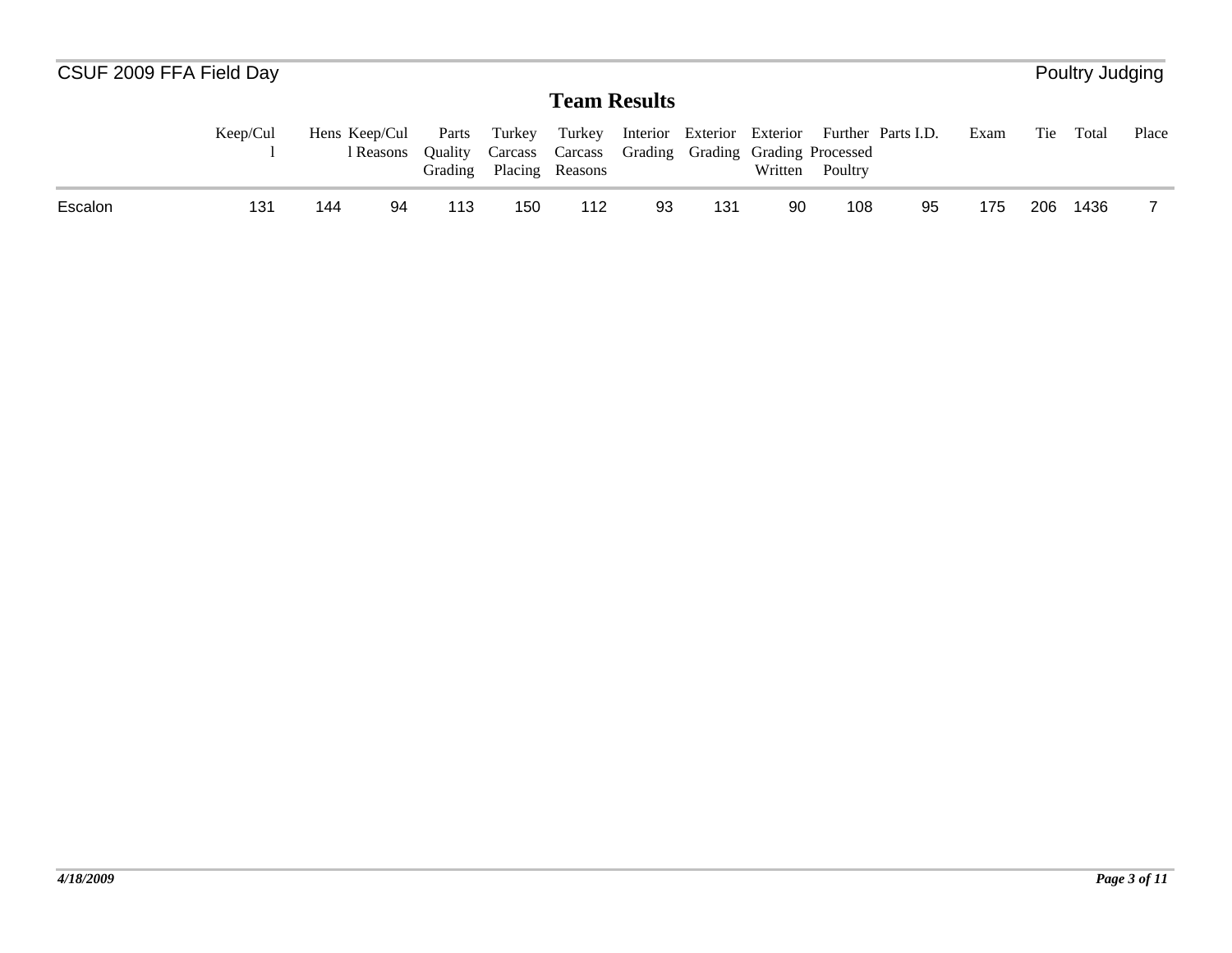## Team Results

| | Keep/Cull | Hens | Keep/Cull Reasons | Parts Quality Grading | Turkey Carcass Placing | Turkey Carcass Reasons | Interior Grading | Exterior Grading | Exterior Grading Written | Further Processed Poultry | Parts I.D. | Exam | Tie | Total | Place |
|---|---|---|---|---|---|---|---|---|---|---|---|---|---|---|---|
| Escalon | 131 | 144 | 94 | 113 | 150 | 112 | 93 | 131 | 90 | 108 | 95 | 175 | 206 | 1436 | 7 |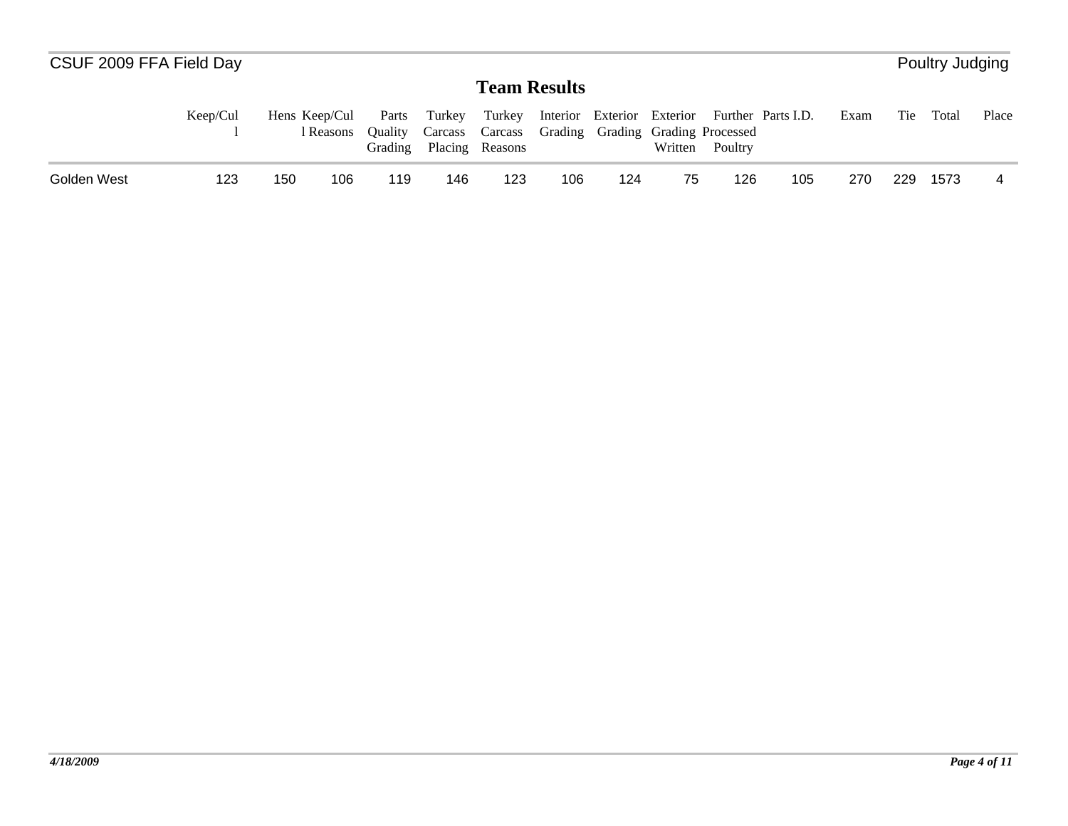CSUF 2009 FFA Field Day

Poultry Judging

## Team Results

| | Keep/Cull | Hens | Keep/Cull Reasons | Parts Quality Grading | Turkey Carcass Placing | Turkey Carcass Reasons | Interior Grading | Exterior Grading | Exterior Grading Written | Further Processed Poultry | Parts I.D. | Exam | Tie | Total | Place |
|---|---|---|---|---|---|---|---|---|---|---|---|---|---|---|---|
| Golden West | 123 | 150 | 106 | 119 | 146 | 123 | 106 | 124 | 75 | 126 | 105 | 270 | 229 | 1573 | 4 |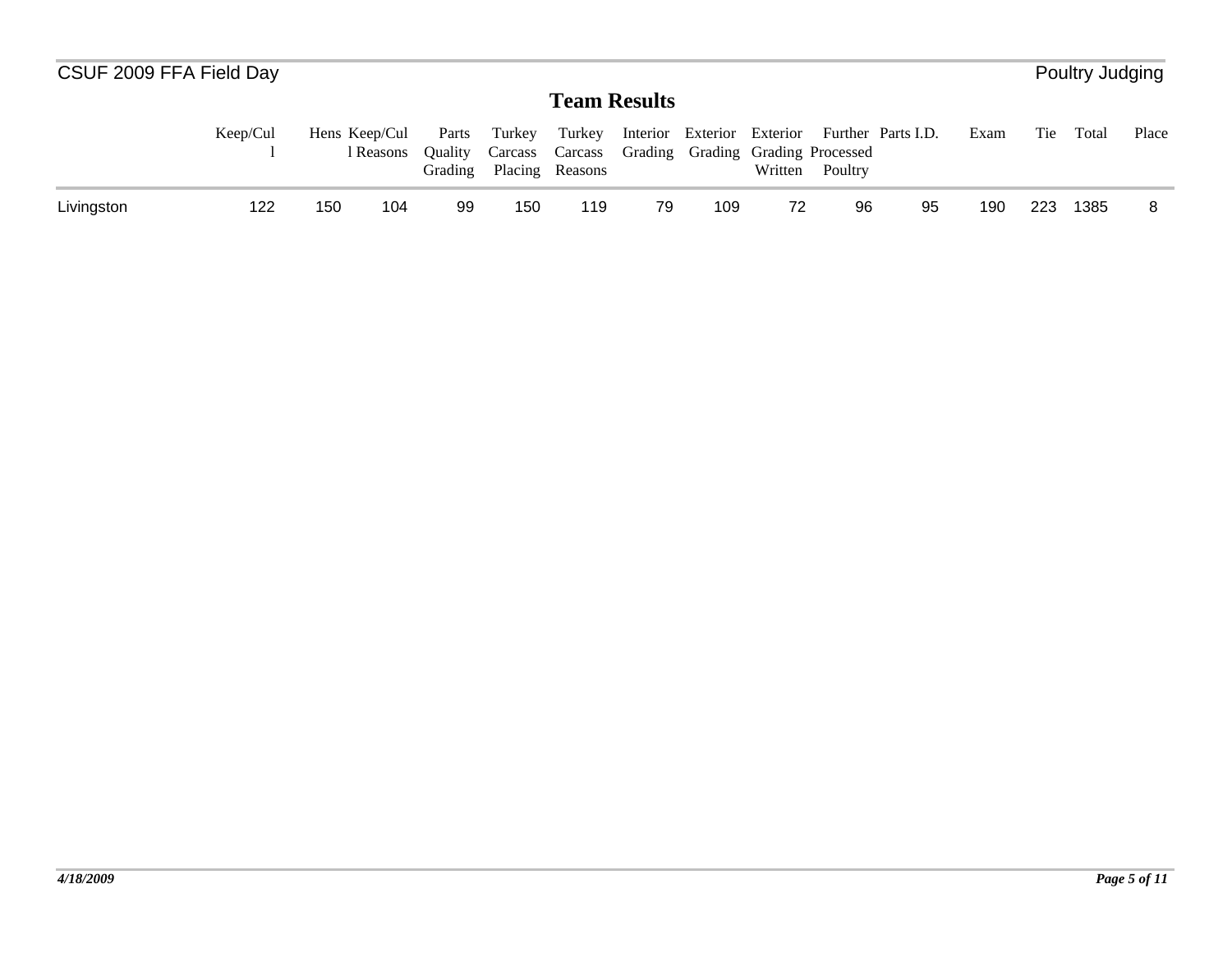## Team Results

| | Keep/Cull | Hens | Keep/Cull Reasons | Parts Quality Grading | Turkey Carcass Placing | Turkey Carcass Reasons | Interior Grading | Exterior Grading | Exterior Grading Written | Further Processed Poultry | Parts I.D. | Exam | Tie | Total | Place |
|---|---|---|---|---|---|---|---|---|---|---|---|---|---|---|---|
| Livingston | 122 | 150 | 104 | 99 | 150 | 119 | 79 | 109 | 72 | 96 | 95 | 190 | 223 | 1385 | 8 |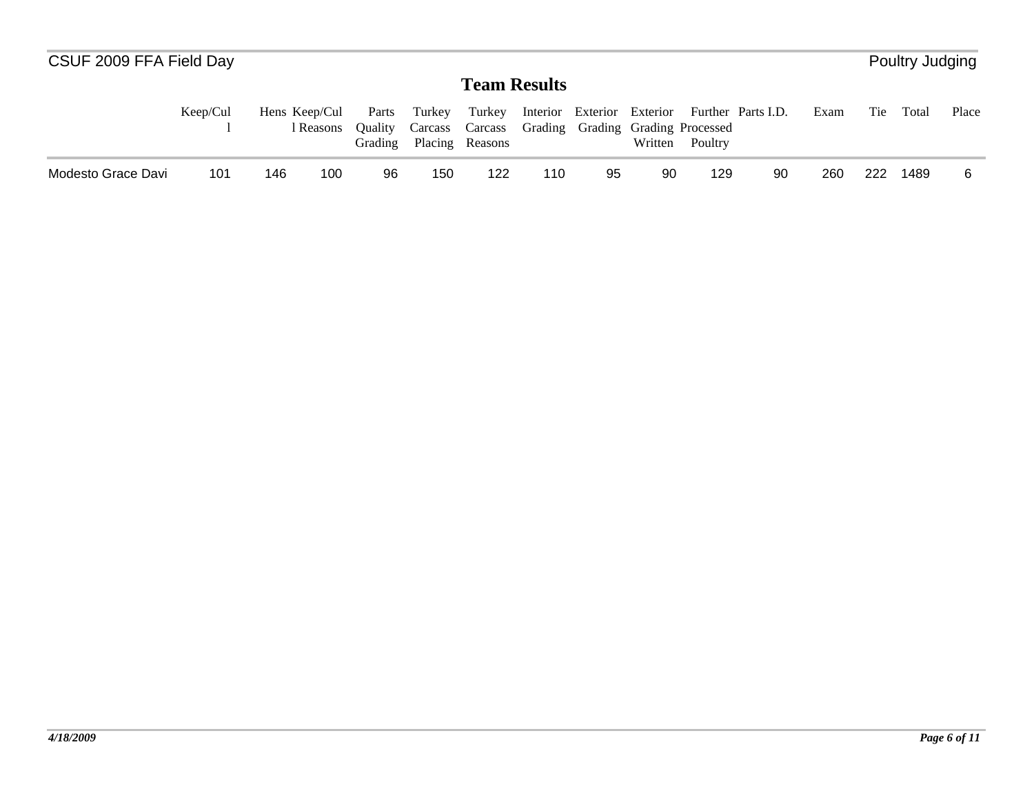CSUF 2009 FFA Field Day — Poultry Judging

## Team Results

| | Keep/Cull | Hens | Keep/Cull Reasons | Parts Quality Grading | Turkey Carcass Placing | Turkey Carcass Reasons | Interior Grading | Exterior Grading | Exterior Grading Written | Further Processed Poultry | Parts I.D. | Exam | Tie | Total | Place |
|---|---|---|---|---|---|---|---|---|---|---|---|---|---|---|---|
| Modesto Grace Davi | 101 | 146 | 100 | 96 | 150 | 122 | 110 | 95 | 90 | 129 | 90 | 260 | 222 | 1489 | 6 |

*4/18/2009*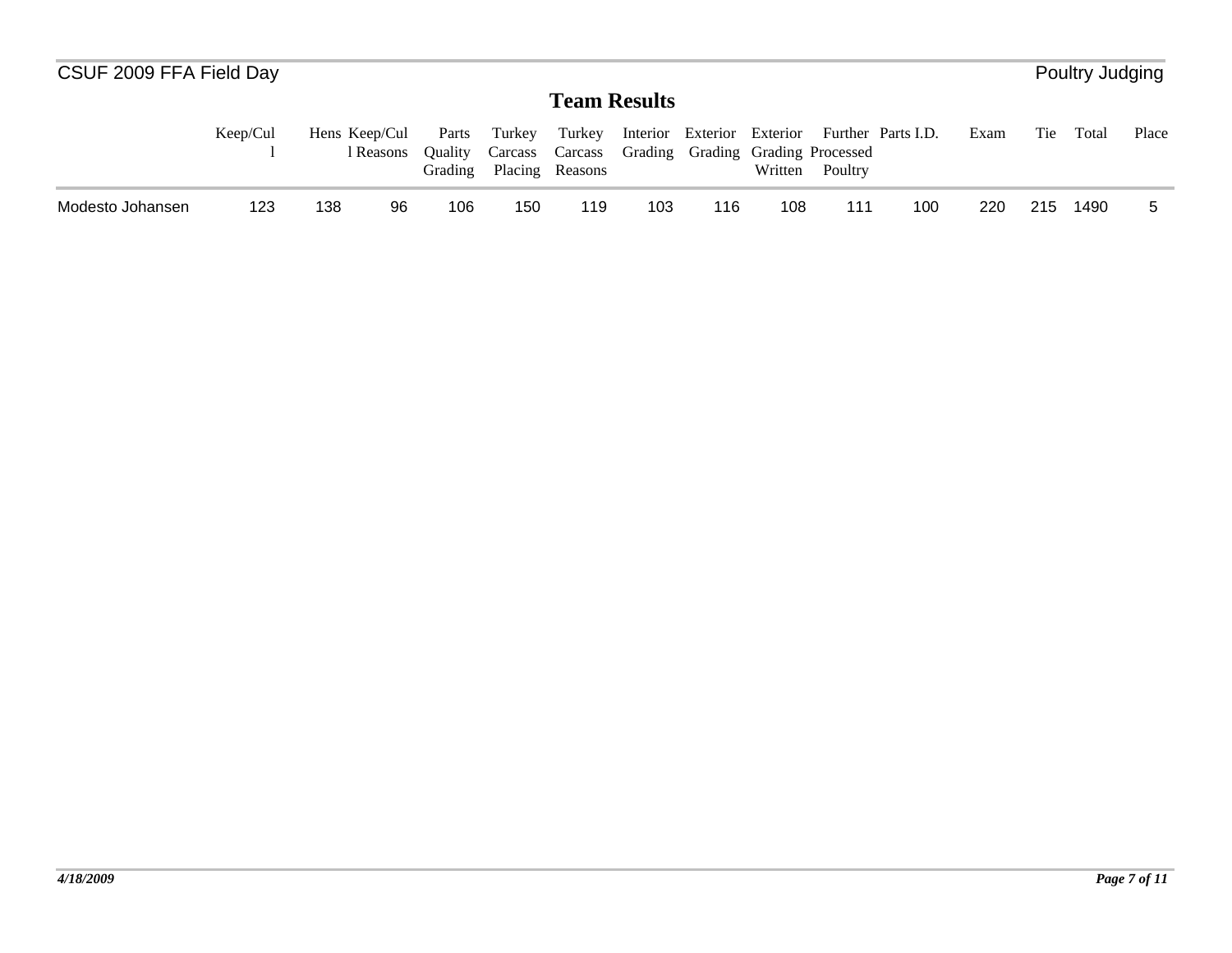## Team Results

| | Keep/Cull | Hens | Keep/Cull Reasons | Parts Quality Grading | Turkey Carcass Placing | Turkey Carcass Reasons | Interior Grading | Exterior Grading | Exterior Grading Written | Further Processed Poultry | Parts I.D. | Exam | Tie | Total | Place |
|---|---|---|---|---|---|---|---|---|---|---|---|---|---|---|---|
| Modesto Johansen | 123 | 138 | 96 | 106 | 150 | 119 | 103 | 116 | 108 | 111 | 100 | 220 | 215 | 1490 | 5 |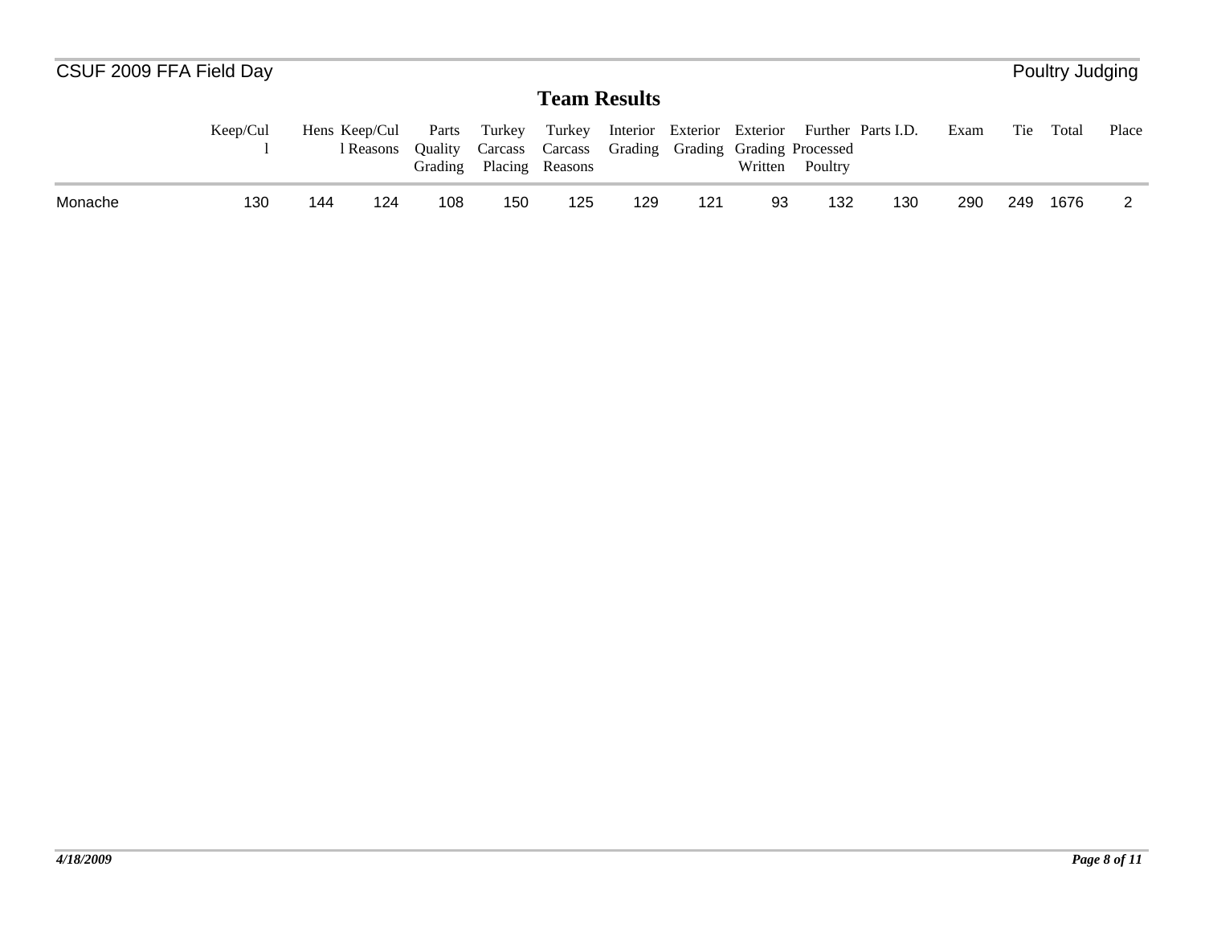CSUF 2009 FFA Field Day

Poultry Judging

## Team Results

| | Keep/Cull | Hens | Keep/Cull Reasons | Parts Quality Grading | Turkey Carcass Placing | Turkey Carcass Reasons | Interior Grading | Exterior Grading | Exterior Grading Written | Further Processed Poultry | Parts I.D. | Exam | Tie | Total | Place |
|---|---|---|---|---|---|---|---|---|---|---|---|---|---|---|---|
| Monache | 130 | 144 | 124 | 108 | 150 | 125 | 129 | 121 | 93 | 132 | 130 | 290 | 249 | 1676 | 2 |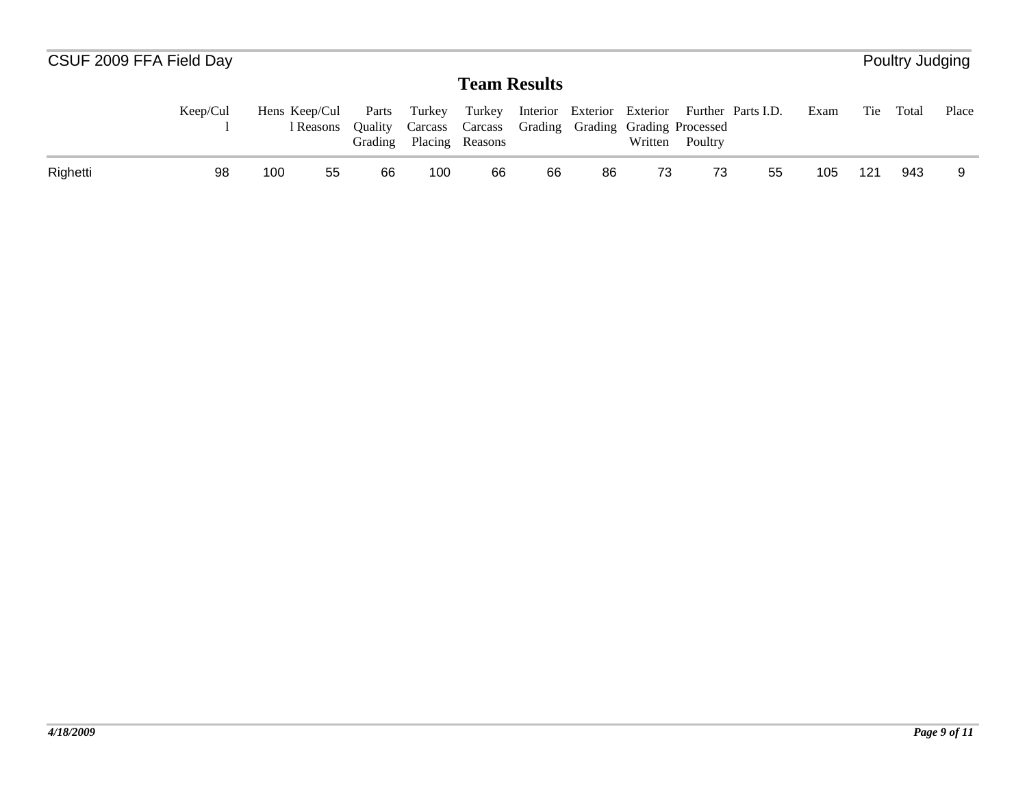## Team Results

| | Keep/Cull | Hens | Keep/Cull Reasons | Parts Quality Grading | Turkey Carcass Placing | Turkey Carcass Reasons | Interior Grading | Exterior Grading | Exterior Grading Written | Further Processed Poultry | Parts I.D. | Exam | Tie | Total | Place |
|---|---|---|---|---|---|---|---|---|---|---|---|---|---|---|---|
| Righetti | 98 | 100 | 55 | 66 | 100 | 66 | 66 | 86 | 73 | 73 | 55 | 105 | 121 | 943 | 9 |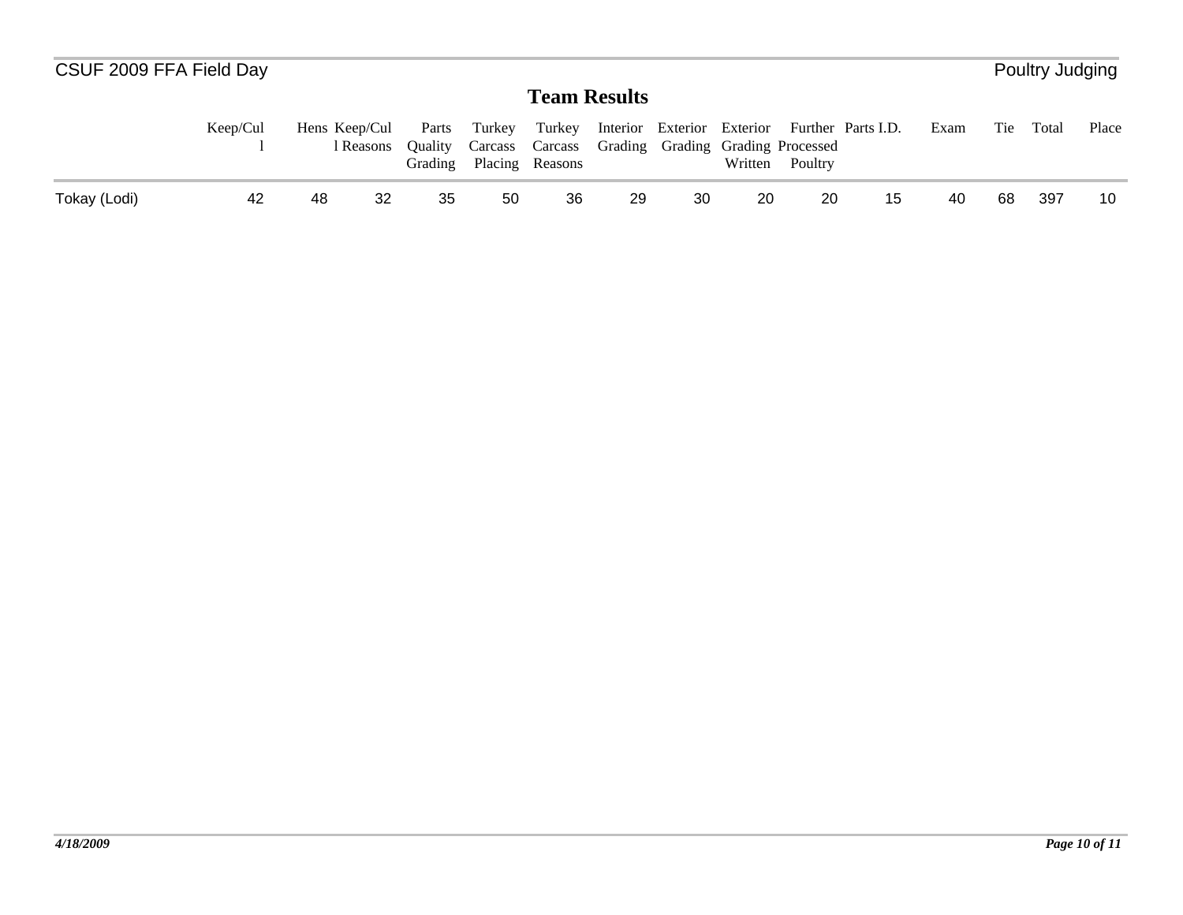CSUF 2009 FFA Field Day

Poultry Judging

## Team Results

| | Keep/Cull | Hens | Keep/Cull Reasons | Parts Quality Grading | Turkey Carcass Placing | Turkey Carcass Reasons | Interior Grading | Exterior Grading | Exterior Grading Written | Further Processed Poultry | Parts I.D. | Exam | Tie | Total | Place |
|---|---|---|---|---|---|---|---|---|---|---|---|---|---|---|---|
| Tokay (Lodi) | 42 | 48 | 32 | 35 | 50 | 36 | 29 | 30 | 20 | 20 | 15 | 40 | 68 | 397 | 10 |

*4/18/2009*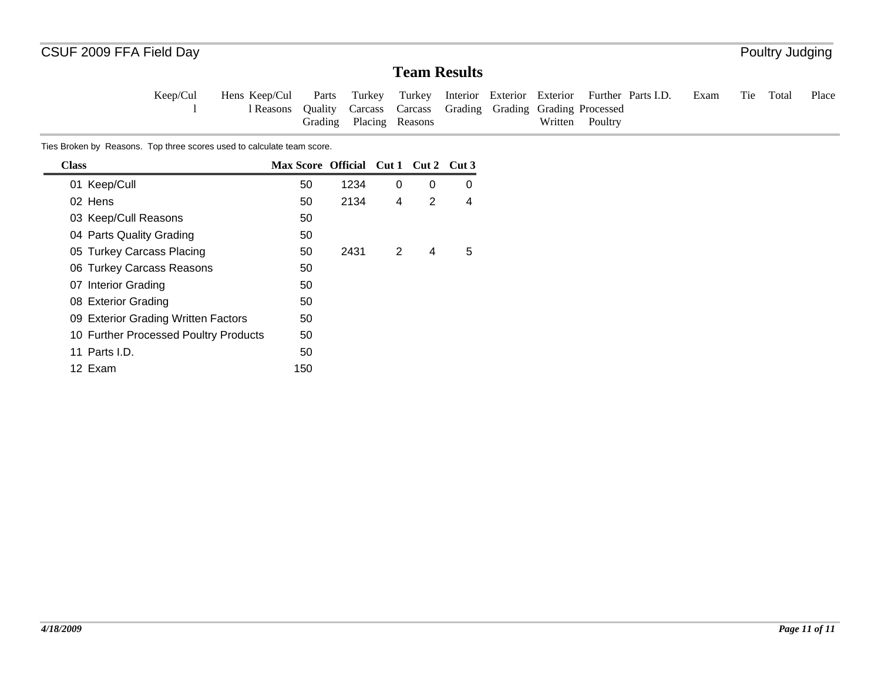## Team Results

| Keep/Cull | Hens | Keep/Cull Reasons | Parts Quality Grading | Turkey Carcass Placing | Turkey Carcass Reasons | Interior Grading | Exterior Grading | Exterior Grading Written | Further Processed Poultry | Parts I.D. | Exam | Tie | Total | Place |
|---|---|---|---|---|---|---|---|---|---|---|---|---|---|---|

Ties Broken by Reasons. Top three scores used to calculate team score.

| Class | Max Score | Official | Cut 1 | Cut 2 | Cut 3 |
|---|---|---|---|---|---|
| 01 Keep/Cull | 50 | 1234 | 0 | 0 | 0 |
| 02 Hens | 50 | 2134 | 4 | 2 | 4 |
| 03 Keep/Cull Reasons | 50 | | | | |
| 04 Parts Quality Grading | 50 | | | | |
| 05 Turkey Carcass Placing | 50 | 2431 | 2 | 4 | 5 |
| 06 Turkey Carcass Reasons | 50 | | | | |
| 07 Interior Grading | 50 | | | | |
| 08 Exterior Grading | 50 | | | | |
| 09 Exterior Grading Written Factors | 50 | | | | |
| 10 Further Processed Poultry Products | 50 | | | | |
| 11 Parts I.D. | 50 | | | | |
| 12 Exam | 150 | | | | |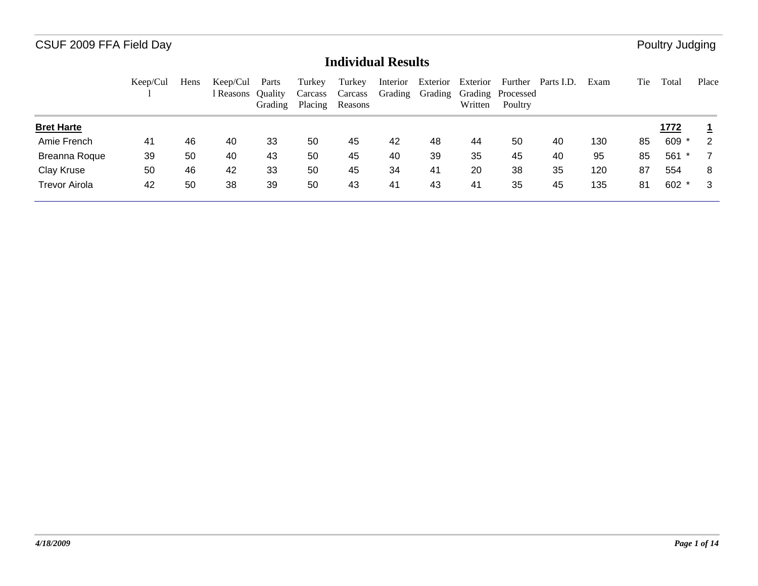CSUF 2009 FFA Field Day

Poultry Judging

## Individual Results

| | Keep/Cull | Hens | Keep/Cull Reasons | Parts Quality Grading | Turkey Carcass Placing | Turkey Carcass Reasons | Interior Grading | Exterior Grading | Exterior Grading Written | Further Processed Poultry | Parts I.D. | Exam | Tie | Total | Place |
|---|---|---|---|---|---|---|---|---|---|---|---|---|---|---|---|
| **Bret Harte** | | | | | | | | | | | | | | **1772** | **1** |
| Amie French | 41 | 46 | 40 | 33 | 50 | 45 | 42 | 48 | 44 | 50 | 40 | 130 | 85 | 609 * | 2 |
| Breanna Roque | 39 | 50 | 40 | 43 | 50 | 45 | 40 | 39 | 35 | 45 | 40 | 95 | 85 | 561 * | 7 |
| Clay Kruse | 50 | 46 | 42 | 33 | 50 | 45 | 34 | 41 | 20 | 38 | 35 | 120 | 87 | 554 | 8 |
| Trevor Airola | 42 | 50 | 38 | 39 | 50 | 43 | 41 | 43 | 41 | 35 | 45 | 135 | 81 | 602 * | 3 |

*4/18/2009*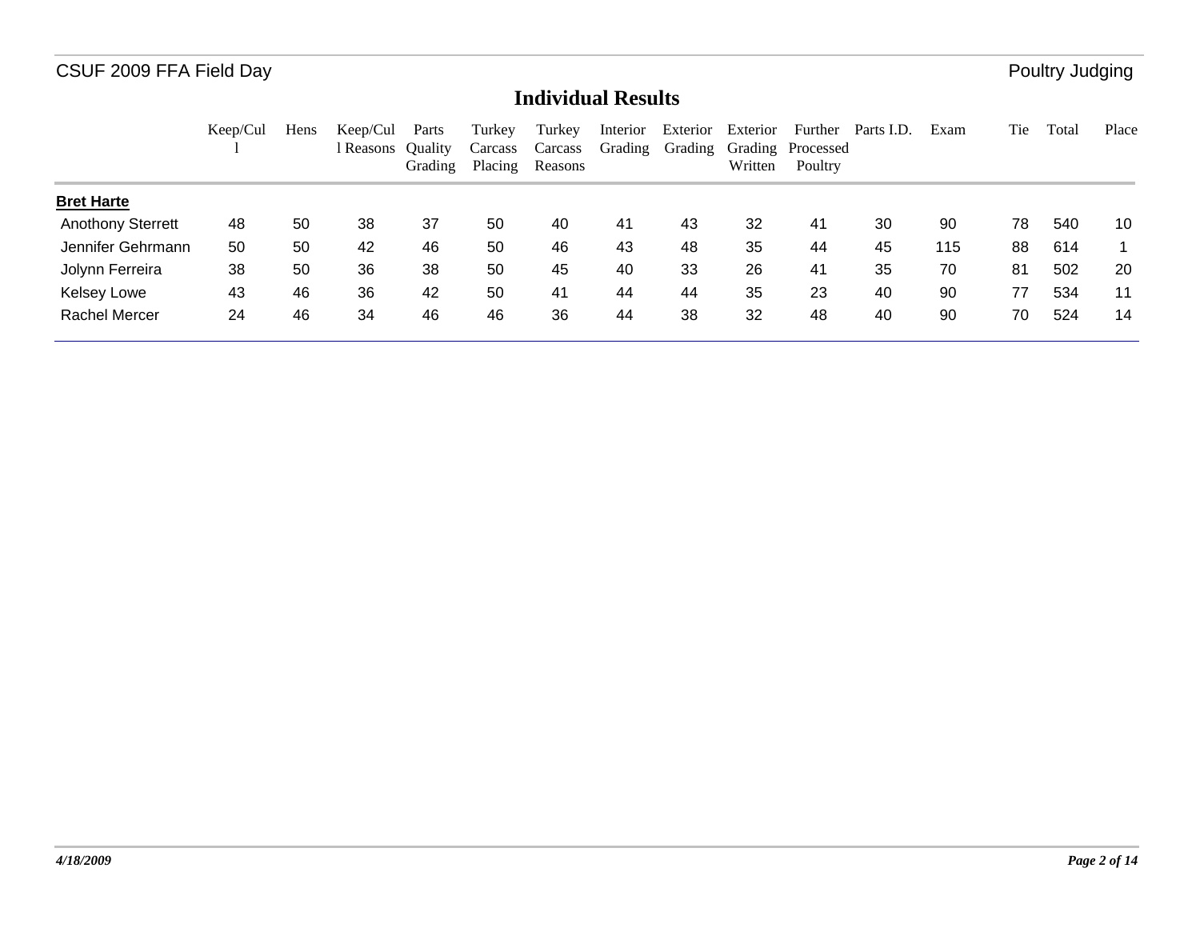## Individual Results

| | Keep/Cull | Hens | Keep/Cull Reasons | Parts Quality Grading | Turkey Carcass Placing | Turkey Carcass Reasons | Interior Grading | Exterior Grading | Exterior Grading Written | Further Processed Poultry | Parts I.D. | Exam | Tie | Total | Place |
|---|---|---|---|---|---|---|---|---|---|---|---|---|---|---|---|
| **Bret Harte** | | | | | | | | | | | | | | | |
| Anothony Sterrett | 48 | 50 | 38 | 37 | 50 | 40 | 41 | 43 | 32 | 41 | 30 | 90 | 78 | 540 | 10 |
| Jennifer Gehrmann | 50 | 50 | 42 | 46 | 50 | 46 | 43 | 48 | 35 | 44 | 45 | 115 | 88 | 614 | 1 |
| Jolynn Ferreira | 38 | 50 | 36 | 38 | 50 | 45 | 40 | 33 | 26 | 41 | 35 | 70 | 81 | 502 | 20 |
| Kelsey Lowe | 43 | 46 | 36 | 42 | 50 | 41 | 44 | 44 | 35 | 23 | 40 | 90 | 77 | 534 | 11 |
| Rachel Mercer | 24 | 46 | 34 | 46 | 46 | 36 | 44 | 38 | 32 | 48 | 40 | 90 | 70 | 524 | 14 |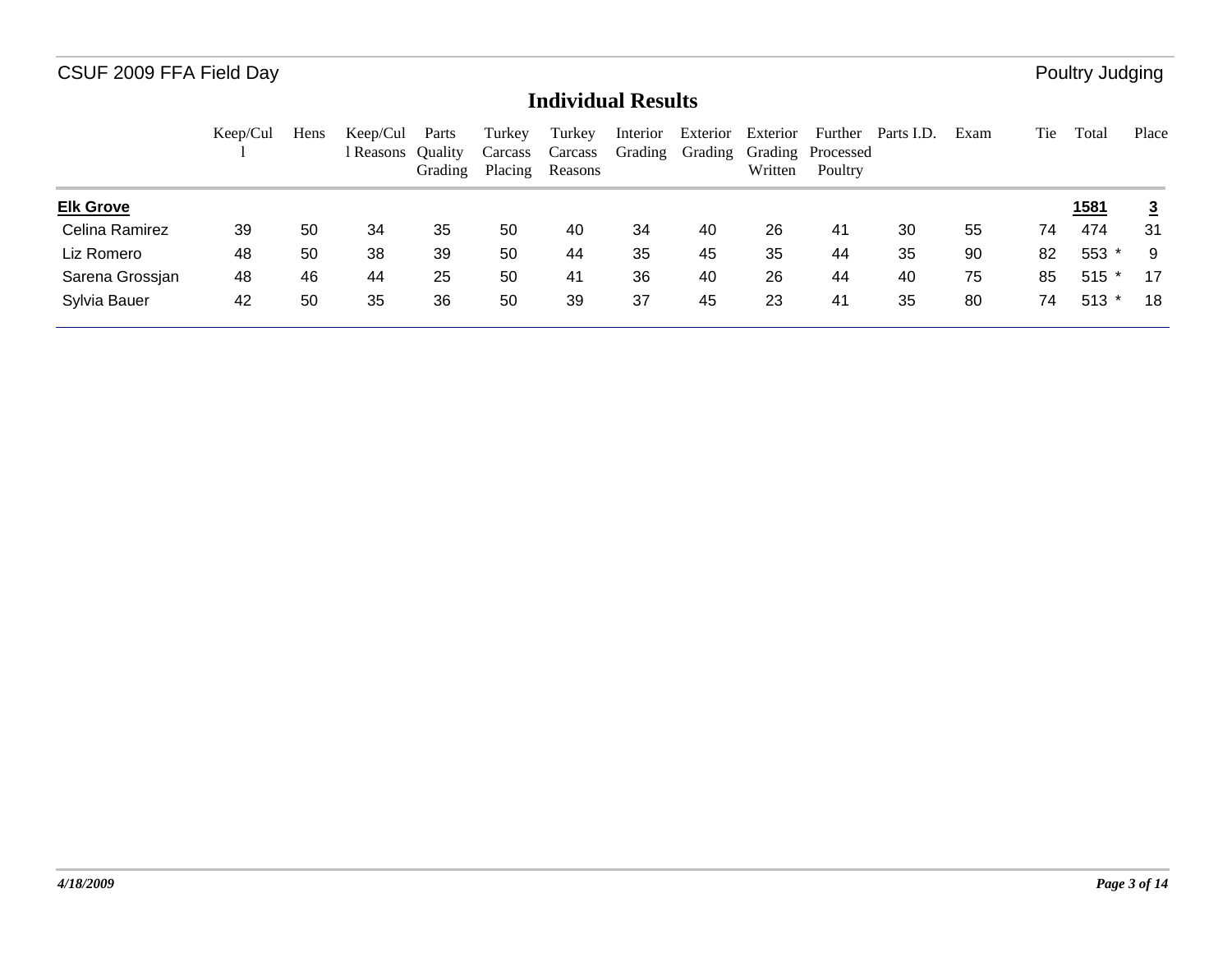CSUF 2009 FFA Field Day — Poultry Judging

## Individual Results

| | Keep/Cull | Hens | Keep/Cull Reasons | Parts Quality Grading | Turkey Carcass Placing | Turkey Carcass Reasons | Interior Grading | Exterior Grading | Exterior Grading Written | Further Processed Poultry | Parts I.D. | Exam | Tie | Total | Place |
|---|---|---|---|---|---|---|---|---|---|---|---|---|---|---|---|
| **Elk Grove** | | | | | | | | | | | | | | **1581** | **3** |
| Celina Ramirez | 39 | 50 | 34 | 35 | 50 | 40 | 34 | 40 | 26 | 41 | 30 | 55 | 74 | 474 | 31 |
| Liz Romero | 48 | 50 | 38 | 39 | 50 | 44 | 35 | 45 | 35 | 44 | 35 | 90 | 82 | 553 * | 9 |
| Sarena Grossjan | 48 | 46 | 44 | 25 | 50 | 41 | 36 | 40 | 26 | 44 | 40 | 75 | 85 | 515 * | 17 |
| Sylvia Bauer | 42 | 50 | 35 | 36 | 50 | 39 | 37 | 45 | 23 | 41 | 35 | 80 | 74 | 513 * | 18 |

*4/18/2009*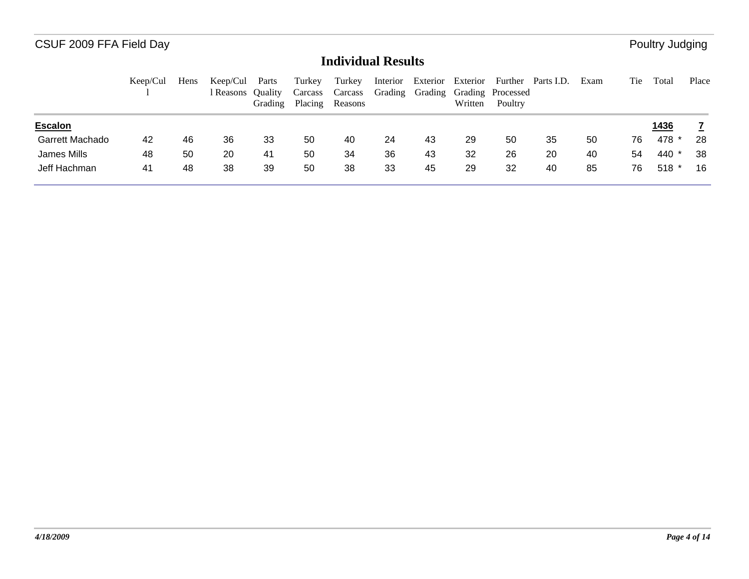CSUF 2009 FFA Field Day

Poultry Judging

## Individual Results

| | Keep/Cull | Hens | Keep/Cull Reasons | Parts Quality Grading | Turkey Carcass Placing | Turkey Carcass Reasons | Interior Grading | Exterior Grading | Exterior Grading Written | Further Processed Poultry | Parts I.D. | Exam | Tie | Total | Place |
|---|---|---|---|---|---|---|---|---|---|---|---|---|---|---|---|
| **Escalon** | | | | | | | | | | | | | | **1436** | **7** |
| Garrett Machado | 42 | 46 | 36 | 33 | 50 | 40 | 24 | 43 | 29 | 50 | 35 | 50 | 76 | 478 * | 28 |
| James Mills | 48 | 50 | 20 | 41 | 50 | 34 | 36 | 43 | 32 | 26 | 20 | 40 | 54 | 440 * | 38 |
| Jeff Hachman | 41 | 48 | 38 | 39 | 50 | 38 | 33 | 45 | 29 | 32 | 40 | 85 | 76 | 518 * | 16 |

*4/18/2009*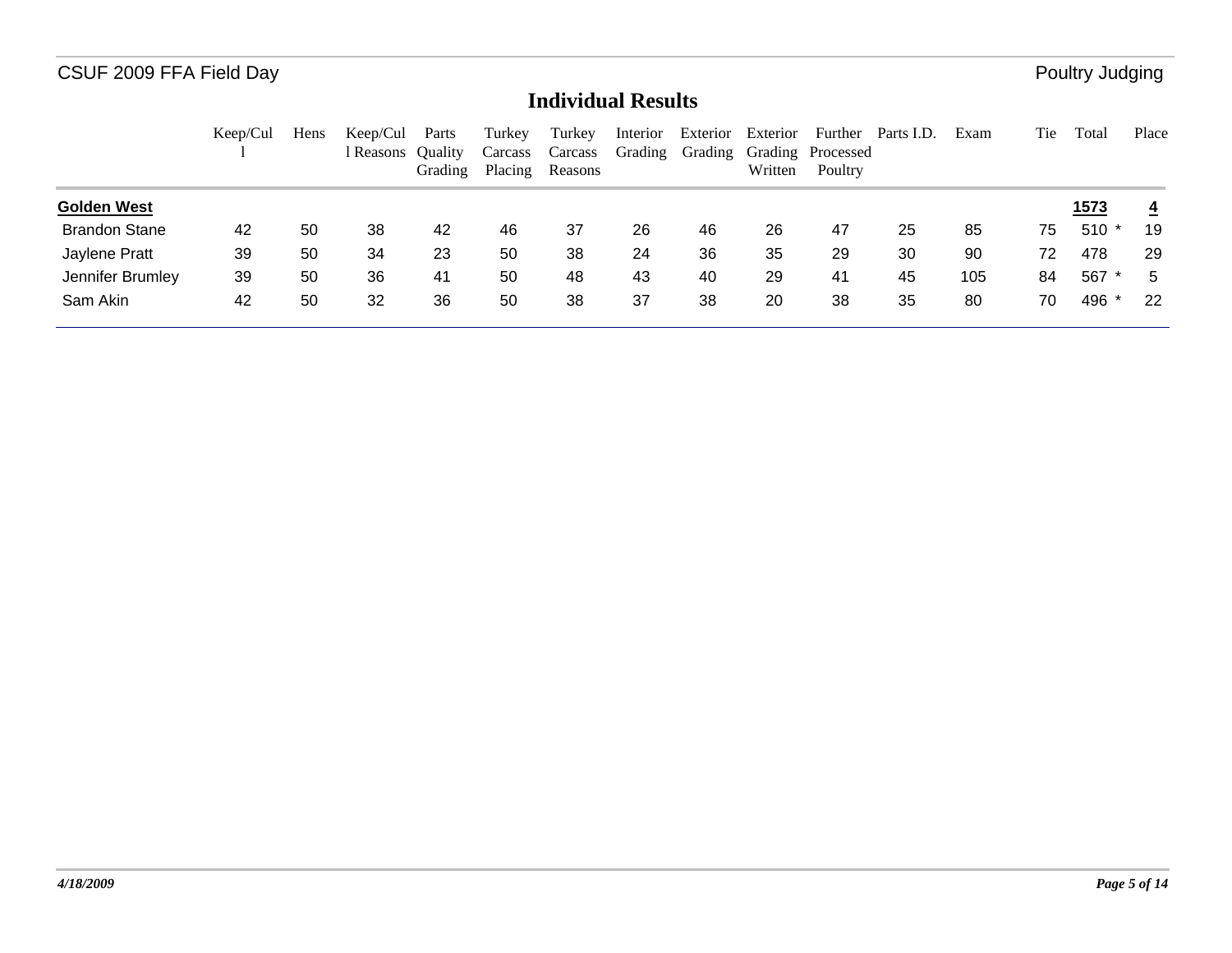## Individual Results

|  | Keep/Cull | Hens | Keep/Cull Reasons | Parts Quality Grading | Turkey Carcass Placing | Turkey Carcass Reasons | Interior Grading | Exterior Grading | Exterior Grading Written | Further Processed Poultry | Parts I.D. | Exam | Tie | Total | Place |
|---|---|---|---|---|---|---|---|---|---|---|---|---|---|---|---|
| **Golden West** | | | | | | | | | | | | | | **1573** | **4** |
| Brandon Stane | 42 | 50 | 38 | 42 | 46 | 37 | 26 | 46 | 26 | 47 | 25 | 85 | 75 | 510 * | 19 |
| Jaylene Pratt | 39 | 50 | 34 | 23 | 50 | 38 | 24 | 36 | 35 | 29 | 30 | 90 | 72 | 478 | 29 |
| Jennifer Brumley | 39 | 50 | 36 | 41 | 50 | 48 | 43 | 40 | 29 | 41 | 45 | 105 | 84 | 567 * | 5 |
| Sam Akin | 42 | 50 | 32 | 36 | 50 | 38 | 37 | 38 | 20 | 38 | 35 | 80 | 70 | 496 * | 22 |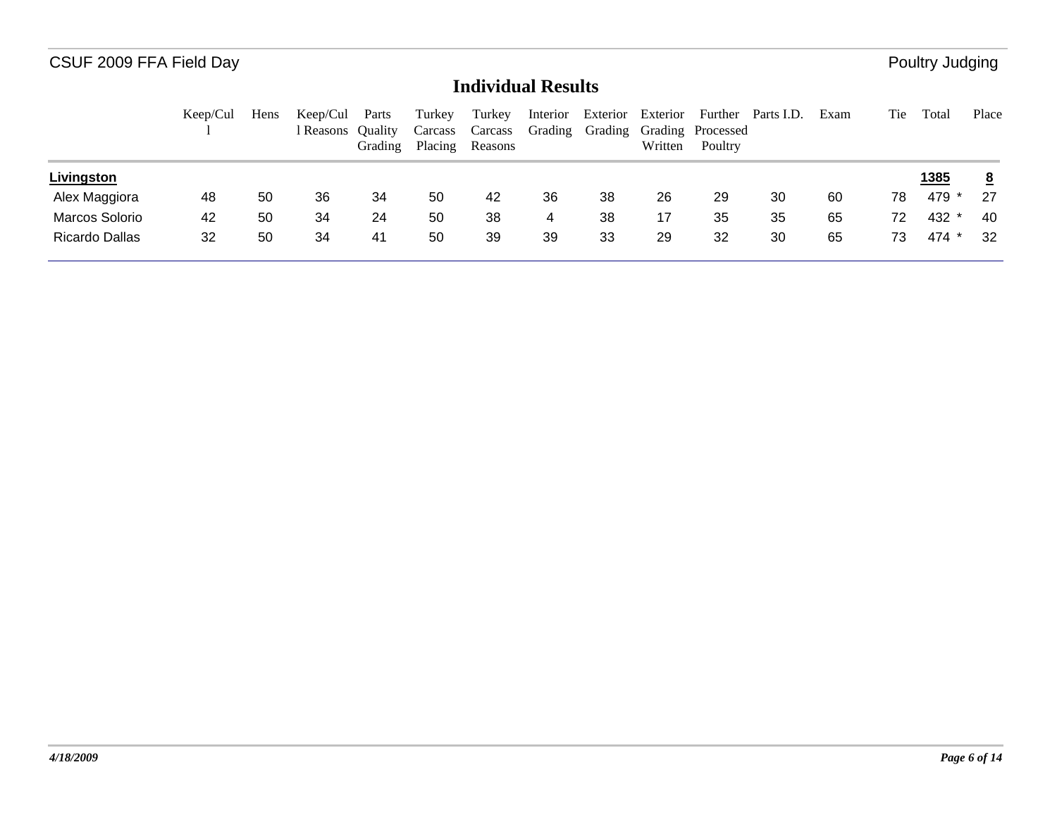# CSUF 2009 FFA Field Day

Poultry Judging

## Individual Results

| | Keep/Cull | Hens | Keep/Cull Reasons | Parts Quality Grading | Turkey Carcass Placing | Turkey Carcass Reasons | Interior Grading | Exterior Grading | Exterior Grading Written | Further Processed Poultry | Parts I.D. | Exam | Tie | Total | Place |
|---|---|---|---|---|---|---|---|---|---|---|---|---|---|---|---|
| **Livingston** | | | | | | | | | | | | | | **1385** | **8** |
| Alex Maggiora | 48 | 50 | 36 | 34 | 50 | 42 | 36 | 38 | 26 | 29 | 30 | 60 | 78 | 479 * | 27 |
| Marcos Solorio | 42 | 50 | 34 | 24 | 50 | 38 | 4 | 38 | 17 | 35 | 35 | 65 | 72 | 432 * | 40 |
| Ricardo Dallas | 32 | 50 | 34 | 41 | 50 | 39 | 39 | 33 | 29 | 32 | 30 | 65 | 73 | 474 * | 32 |

*4/18/2009*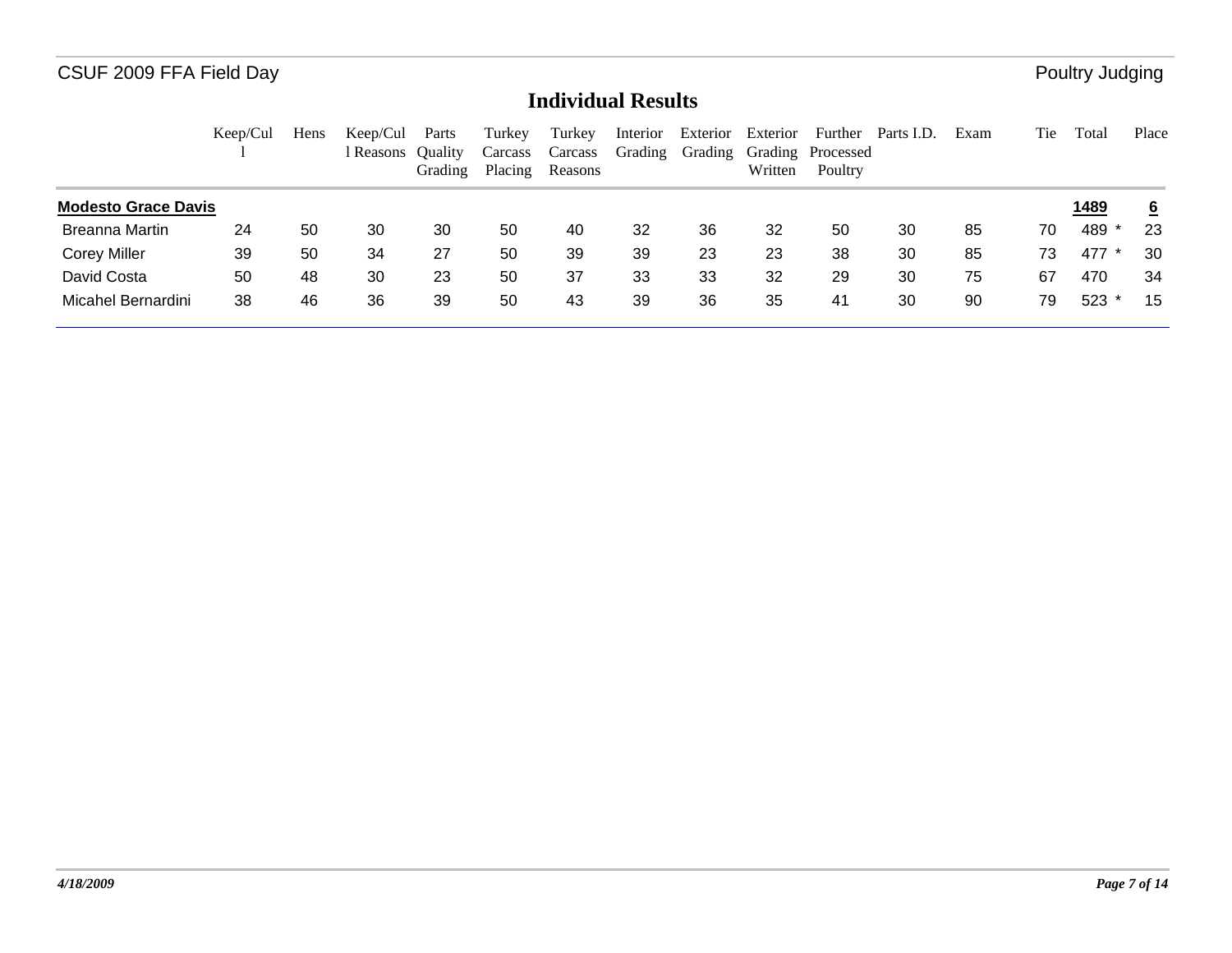## Individual Results

| | Keep/Cull | Hens | Keep/Cull Reasons | Parts Quality Grading | Turkey Carcass Placing | Turkey Carcass Reasons | Interior Grading | Exterior Grading | Exterior Grading Written | Further Processed Poultry | Parts I.D. | Exam | Tie | Total | Place |
|---|---|---|---|---|---|---|---|---|---|---|---|---|---|---|---|
| **Modesto Grace Davis** | | | | | | | | | | | | | | **1489** | **6** |
| Breanna Martin | 24 | 50 | 30 | 30 | 50 | 40 | 32 | 36 | 32 | 50 | 30 | 85 | 70 | 489 * | 23 |
| Corey Miller | 39 | 50 | 34 | 27 | 50 | 39 | 39 | 23 | 23 | 38 | 30 | 85 | 73 | 477 * | 30 |
| David Costa | 50 | 48 | 30 | 23 | 50 | 37 | 33 | 33 | 32 | 29 | 30 | 75 | 67 | 470 | 34 |
| Micahel Bernardini | 38 | 46 | 36 | 39 | 50 | 43 | 39 | 36 | 35 | 41 | 30 | 90 | 79 | 523 * | 15 |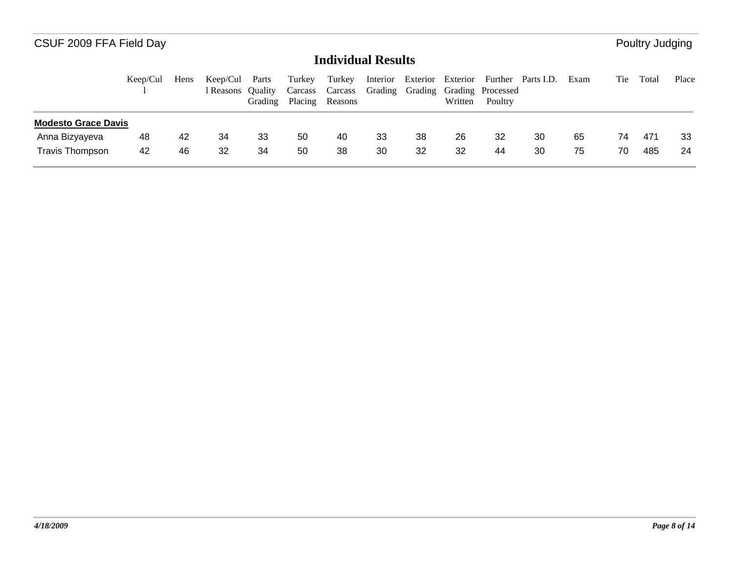# Individual Results

| | Keep/Cull | Hens | Keep/Cull Reasons | Parts Quality Grading | Turkey Carcass Placing | Turkey Carcass Reasons | Interior Grading | Exterior Grading | Exterior Grading Written | Further Processed Poultry | Parts I.D. | Exam | Tie | Total | Place |
|---|---|---|---|---|---|---|---|---|---|---|---|---|---|---|---|
| **Modesto Grace Davis** | | | | | | | | | | | | | | | |
| Anna Bizyayeva | 48 | 42 | 34 | 33 | 50 | 40 | 33 | 38 | 26 | 32 | 30 | 65 | 74 | 471 | 33 |
| Travis Thompson | 42 | 46 | 32 | 34 | 50 | 38 | 30 | 32 | 32 | 44 | 30 | 75 | 70 | 485 | 24 |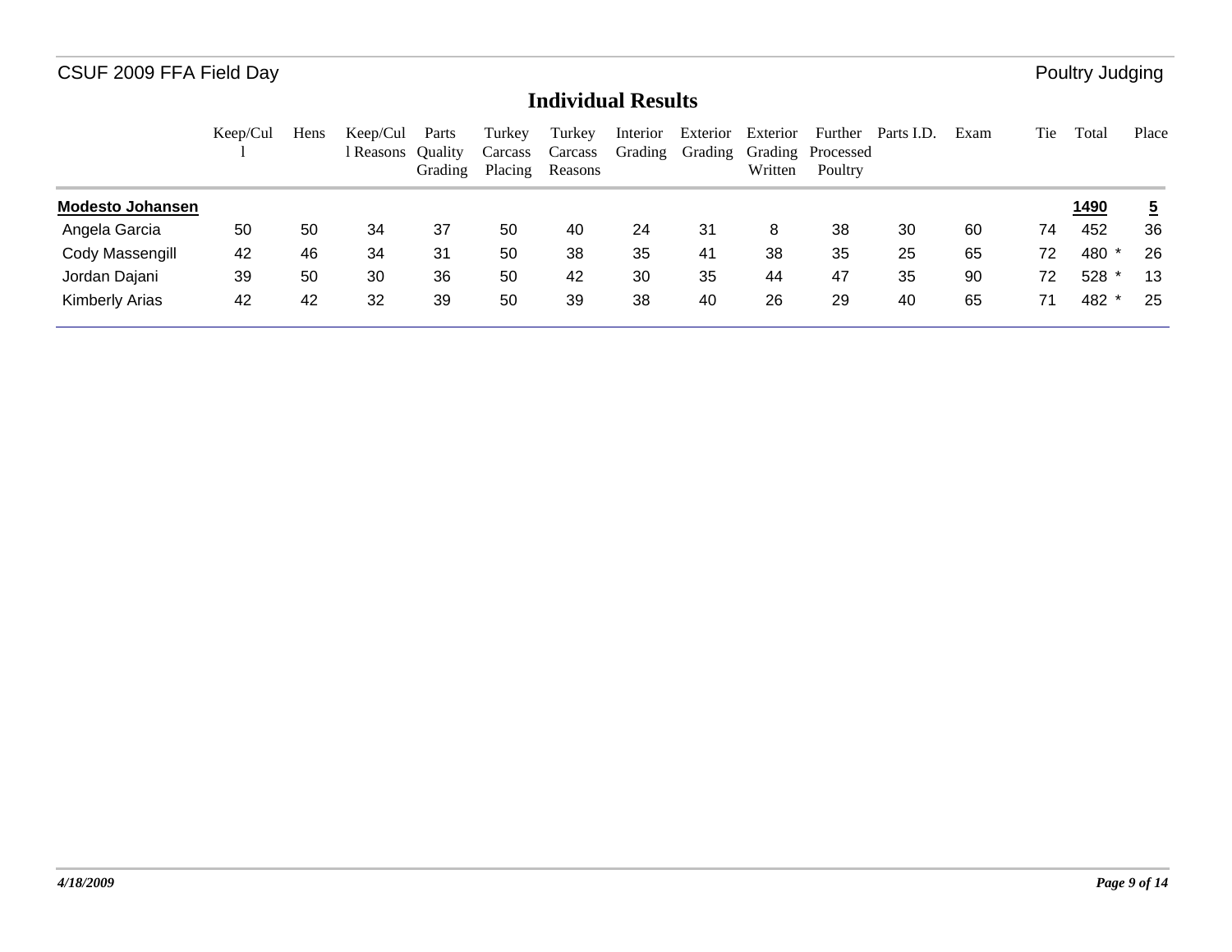CSUF 2009 FFA Field Day

Poultry Judging

## Individual Results

| | Keep/Cull | Hens | Keep/Cull Reasons | Parts Quality Grading | Turkey Carcass Placing | Turkey Carcass Reasons | Interior Grading | Exterior Grading | Exterior Grading Written | Further Processed Poultry | Parts I.D. | Exam | Tie | Total | Place |
|---|---|---|---|---|---|---|---|---|---|---|---|---|---|---|---|
| **Modesto Johansen** | | | | | | | | | | | | | | **1490** | **5** |
| Angela Garcia | 50 | 50 | 34 | 37 | 50 | 40 | 24 | 31 | 8 | 38 | 30 | 60 | 74 | 452 | 36 |
| Cody Massengill | 42 | 46 | 34 | 31 | 50 | 38 | 35 | 41 | 38 | 35 | 25 | 65 | 72 | 480 * | 26 |
| Jordan Dajani | 39 | 50 | 30 | 36 | 50 | 42 | 30 | 35 | 44 | 47 | 35 | 90 | 72 | 528 * | 13 |
| Kimberly Arias | 42 | 42 | 32 | 39 | 50 | 39 | 38 | 40 | 26 | 29 | 40 | 65 | 71 | 482 * | 25 |

*4/18/2009*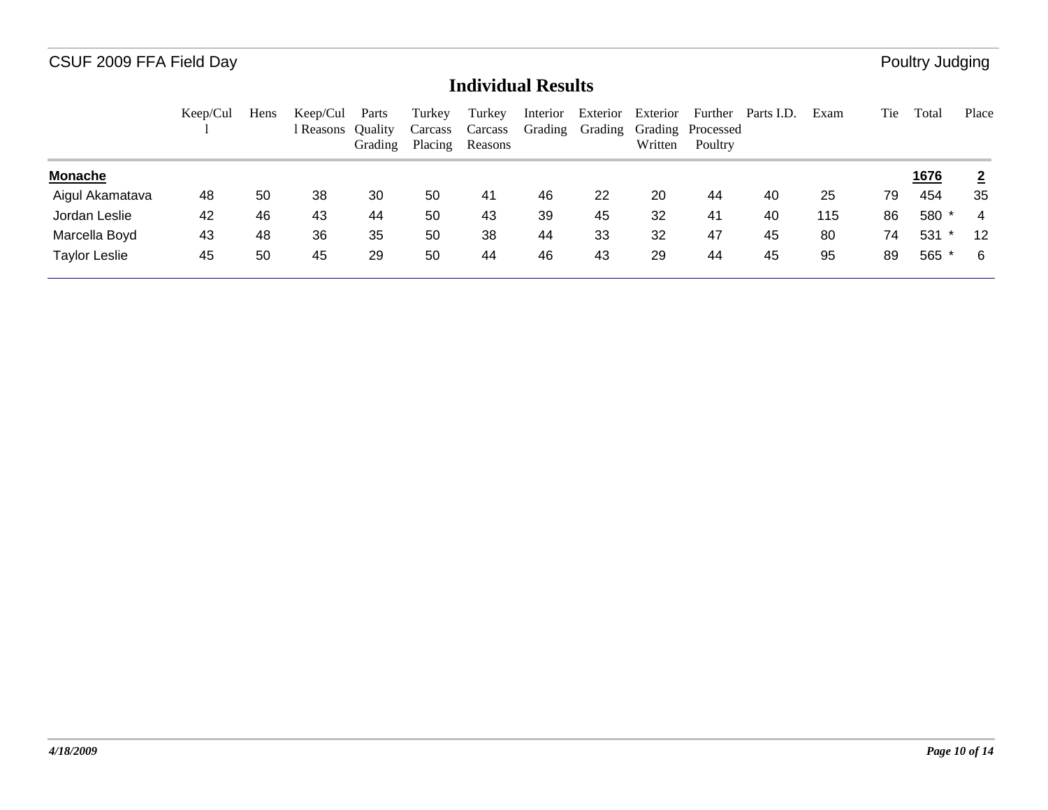CSUF 2009 FFA Field Day

Poultry Judging

## Individual Results

| | Keep/Cull | Hens | Keep/Cull Reasons | Parts Quality Grading | Turkey Carcass Placing | Turkey Carcass Reasons | Interior Grading | Exterior Grading | Exterior Grading Written | Further Processed Poultry | Parts I.D. | Exam | Tie | Total | Place |
|---|---|---|---|---|---|---|---|---|---|---|---|---|---|---|---|
| **Monache** | | | | | | | | | | | | | | **1676** | **2** |
| Aigul Akamatava | 48 | 50 | 38 | 30 | 50 | 41 | 46 | 22 | 20 | 44 | 40 | 25 | 79 | 454 | 35 |
| Jordan Leslie | 42 | 46 | 43 | 44 | 50 | 43 | 39 | 45 | 32 | 41 | 40 | 115 | 86 | 580 * | 4 |
| Marcella Boyd | 43 | 48 | 36 | 35 | 50 | 38 | 44 | 33 | 32 | 47 | 45 | 80 | 74 | 531 * | 12 |
| Taylor Leslie | 45 | 50 | 45 | 29 | 50 | 44 | 46 | 43 | 29 | 44 | 45 | 95 | 89 | 565 * | 6 |

*4/18/2009*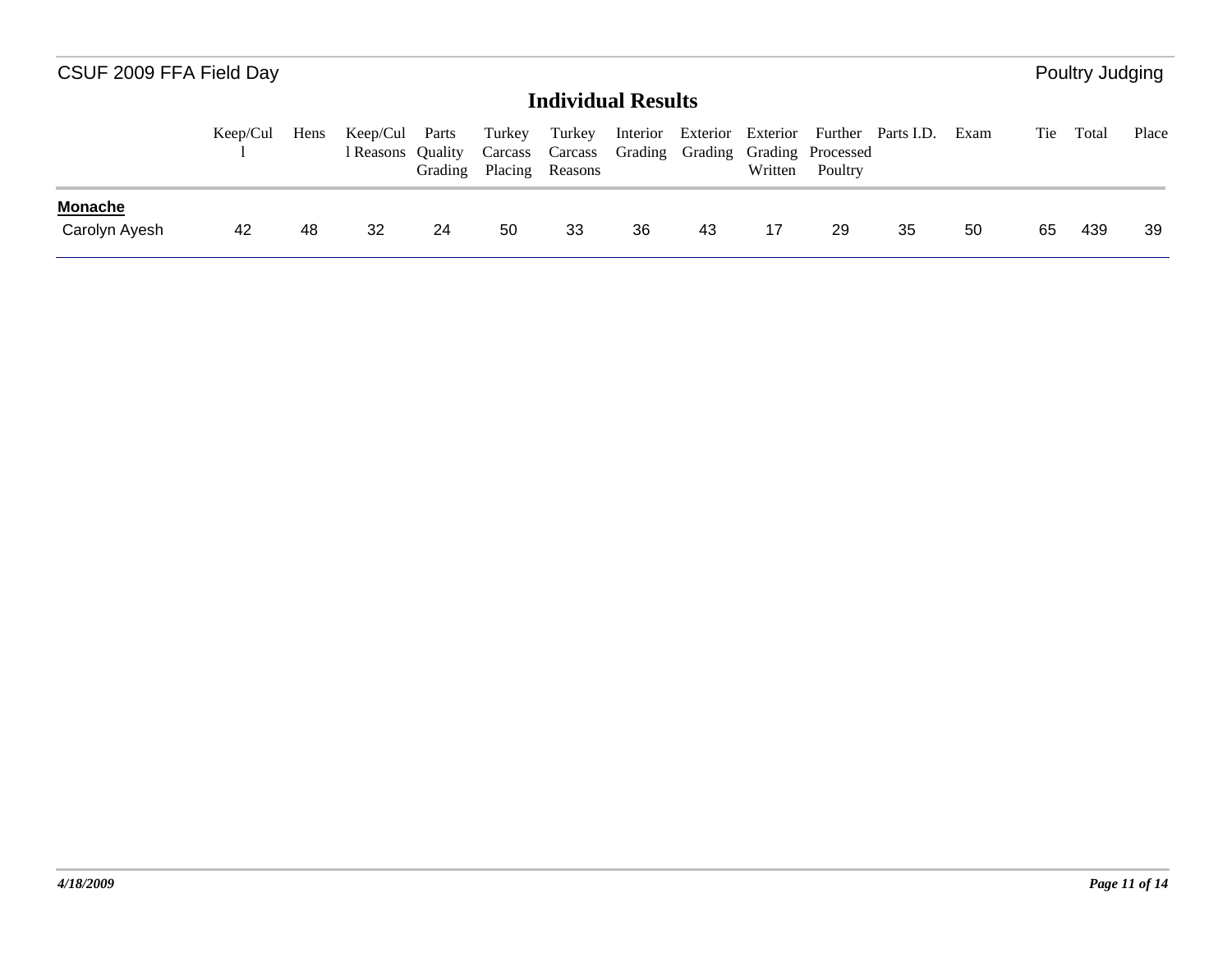# Individual Results

| | Keep/Cull | Hens | Keep/Cull Reasons | Parts Quality Grading | Turkey Carcass Placing | Turkey Carcass Reasons | Interior Grading | Exterior Grading | Exterior Grading Written | Further Processed Poultry | Parts I.D. | Exam | Tie | Total | Place |
|---|---|---|---|---|---|---|---|---|---|---|---|---|---|---|---|
| **Monache** | | | | | | | | | | | | | | | |
| Carolyn Ayesh | 42 | 48 | 32 | 24 | 50 | 33 | 36 | 43 | 17 | 29 | 35 | 50 | 65 | 439 | 39 |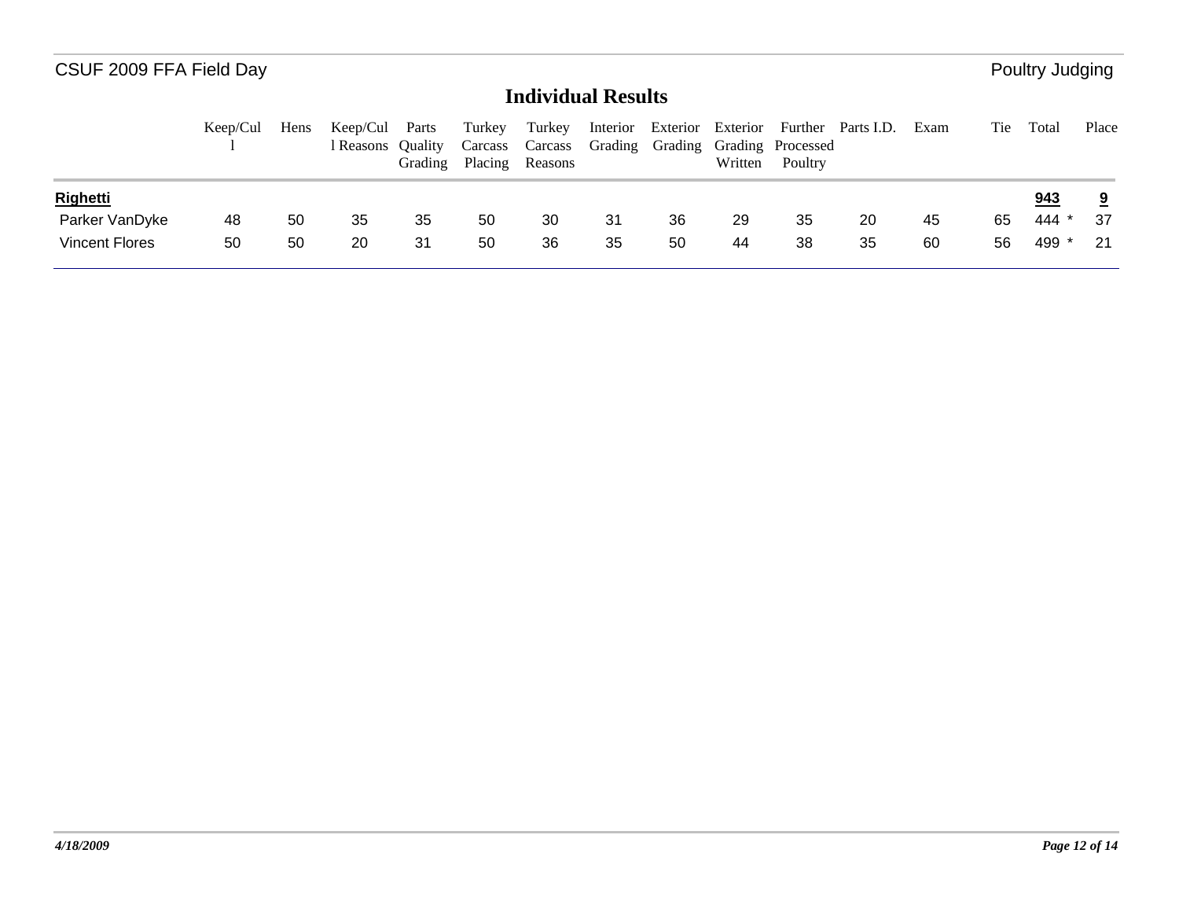## Individual Results

| | Keep/Cull | Hens | Keep/Cull Reasons | Parts Quality Grading | Turkey Carcass Placing | Turkey Carcass Reasons | Interior Grading | Exterior Grading | Exterior Grading Written | Further Processed Poultry | Parts I.D. | Exam | Tie | Total | Place |
|---|---|---|---|---|---|---|---|---|---|---|---|---|---|---|---|
| **Righetti** | | | | | | | | | | | | | | **943** | **9** |
| Parker VanDyke | 48 | 50 | 35 | 35 | 50 | 30 | 31 | 36 | 29 | 35 | 20 | 45 | 65 | 444 * | 37 |
| Vincent Flores | 50 | 50 | 20 | 31 | 50 | 36 | 35 | 50 | 44 | 38 | 35 | 60 | 56 | 499 * | 21 |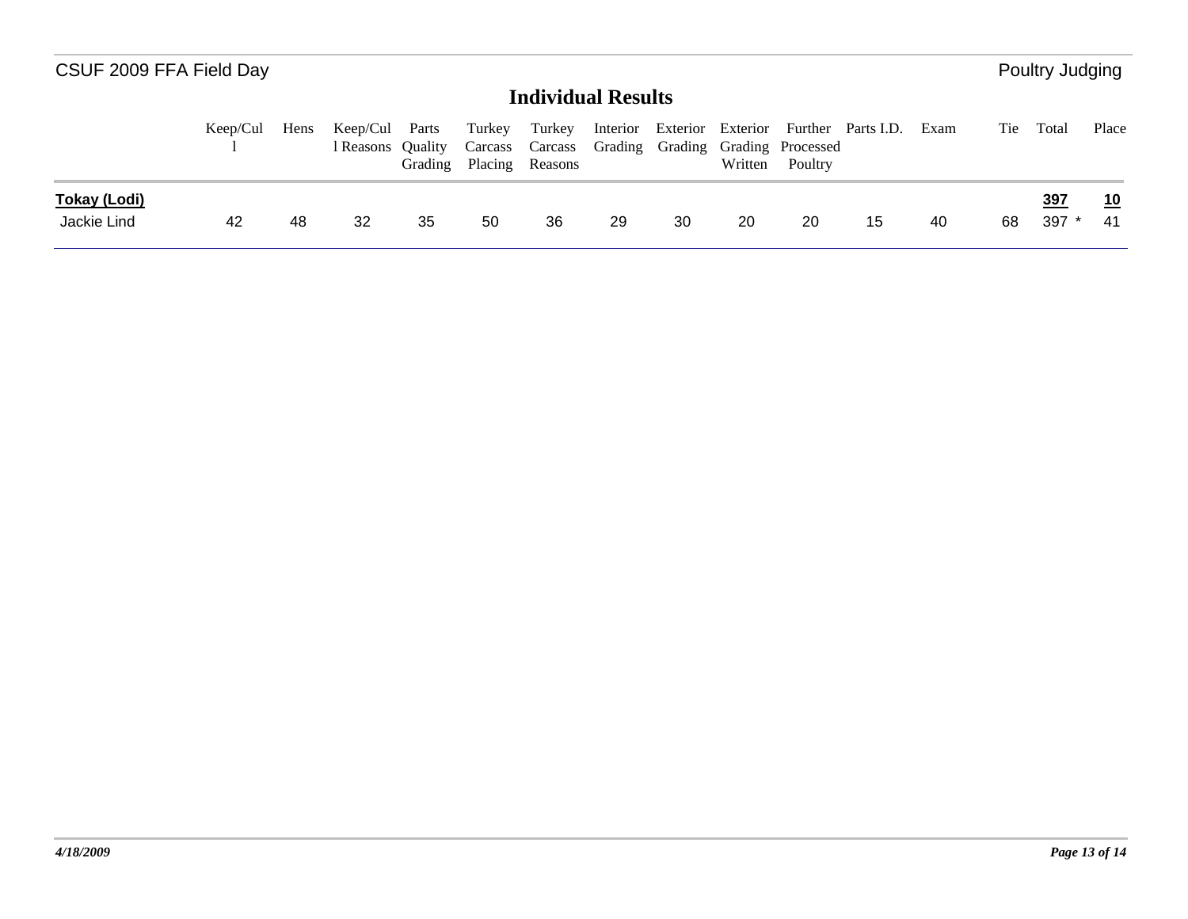## Individual Results

| | Keep/Cull | Hens | Keep/Cull Reasons | Parts Quality Grading | Turkey Carcass Placing | Turkey Carcass Reasons | Interior Grading | Exterior Grading | Exterior Grading Written | Further Processed Poultry | Parts I.D. | Exam | Tie | Total | Place |
|---|---|---|---|---|---|---|---|---|---|---|---|---|---|---|---|
| **Tokay (Lodi)** | | | | | | | | | | | | | | **397** | **10** |
| Jackie Lind | 42 | 48 | 32 | 35 | 50 | 36 | 29 | 30 | 20 | 20 | 15 | 40 | 68 | 397 * | 41 |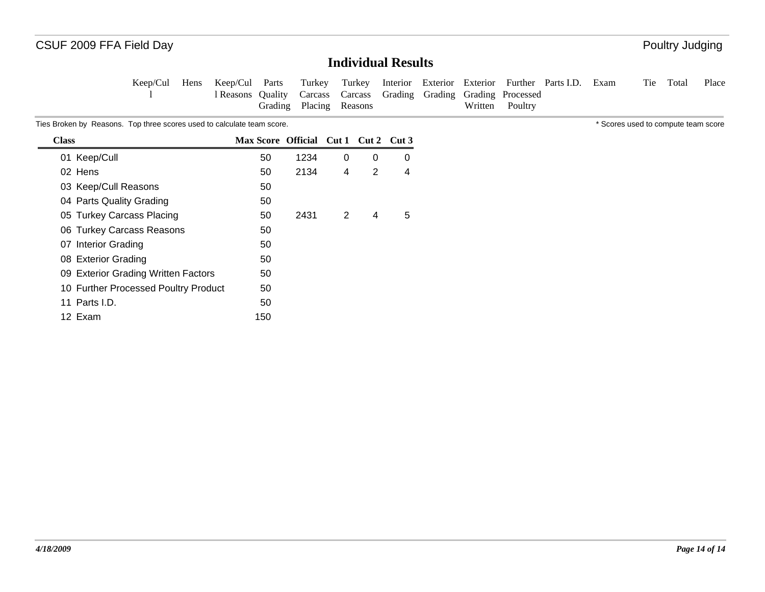## Individual Results

| Keep/Cull | Hens | Keep/Cull Reasons | Parts Quality Grading | Turkey Carcass Placing | Turkey Carcass Reasons | Interior Grading | Exterior Grading | Exterior Grading Written | Further Processed Poultry | Parts I.D. | Exam | Tie | Total | Place |
|---|---|---|---|---|---|---|---|---|---|---|---|---|---|---|

Ties Broken by Reasons. Top three scores used to calculate team score.

\* Scores used to compute team score

| Class | Max Score | Official | Cut 1 | Cut 2 | Cut 3 |
|---|---|---|---|---|---|
| 01 Keep/Cull | 50 | 1234 | 0 | 0 | 0 |
| 02 Hens | 50 | 2134 | 4 | 2 | 4 |
| 03 Keep/Cull Reasons | 50 | | | | |
| 04 Parts Quality Grading | 50 | | | | |
| 05 Turkey Carcass Placing | 50 | 2431 | 2 | 4 | 5 |
| 06 Turkey Carcass Reasons | 50 | | | | |
| 07 Interior Grading | 50 | | | | |
| 08 Exterior Grading | 50 | | | | |
| 09 Exterior Grading Written Factors | 50 | | | | |
| 10 Further Processed Poultry Product | 50 | | | | |
| 11 Parts I.D. | 50 | | | | |
| 12 Exam | 150 | | | | |